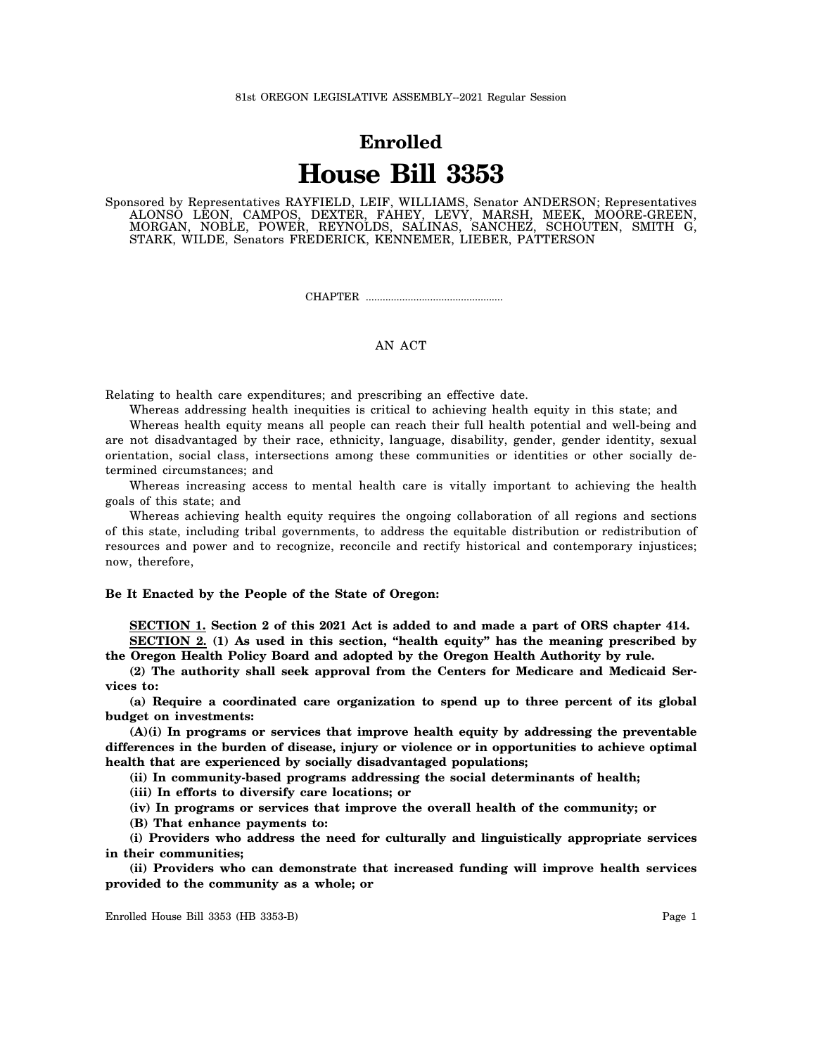81st OREGON LEGISLATIVE ASSEMBLY--2021 Regular Session

# Enrolled

# House Bill 3353

Sponsored by Representatives RAYFIELD, LEIF, WILLIAMS, Senator ANDERSON; Representatives ALONSO LEON, CAMPOS, DEXTER, FAHEY, LEVY, MARSH, MEEK, MOORE-GREEN, MORGAN, NOBLE, POWER, REYNOLDS, SALINAS, SANCHEZ, SCHOUTEN, SMITH G, STARK, WILDE, Senators FREDERICK, KENNEMER, LIEBER, PATTERSON

CHAPTER ................................................

AN ACT

Relating to health care expenditures; and prescribing an effective date.

Whereas addressing health inequities is critical to achieving health equity in this state; and

Whereas health equity means all people can reach their full health potential and well-being and are not disadvantaged by their race, ethnicity, language, disability, gender, gender identity, sexual orientation, social class, intersections among these communities or identities or other socially determined circumstances; and

Whereas increasing access to mental health care is vitally important to achieving the health goals of this state; and

Whereas achieving health equity requires the ongoing collaboration of all regions and sections of this state, including tribal governments, to address the equitable distribution or redistribution of resources and power and to recognize, reconcile and rectify historical and contemporary injustices; now, therefore,

**Be It Enacted by the People of the State of Oregon:**

**SECTION 1. Section 2 of this 2021 Act is added to and made a part of ORS chapter 414.**

**SECTION 2. (1) As used in this section, "health equity" has the meaning prescribed by the Oregon Health Policy Board and adopted by the Oregon Health Authority by rule.**

**(2) The authority shall seek approval from the Centers for Medicare and Medicaid Services to:**

**(a) Require a coordinated care organization to spend up to three percent of its global budget on investments:**

**(A)(i) In programs or services that improve health equity by addressing the preventable differences in the burden of disease, injury or violence or in opportunities to achieve optimal health that are experienced by socially disadvantaged populations;**

**(ii) In community-based programs addressing the social determinants of health;**

**(iii) In efforts to diversify care locations; or**

**(iv) In programs or services that improve the overall health of the community; or**

**(B) That enhance payments to:**

**(i) Providers who address the need for culturally and linguistically appropriate services in their communities;**

**(ii) Providers who can demonstrate that increased funding will improve health services provided to the community as a whole; or**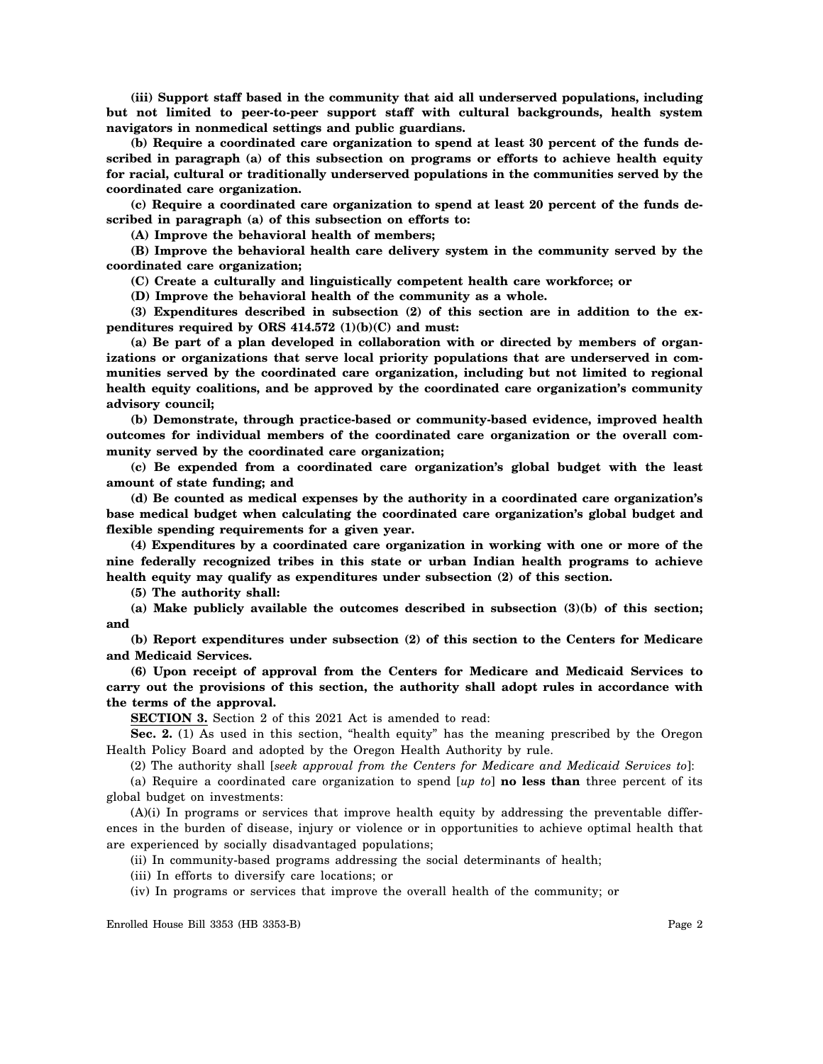**(iii) Support staff based in the community that aid all underserved populations, including but not limited to peer-to-peer support staff with cultural backgrounds, health system navigators in nonmedical settings and public guardians.**

**(b) Require a coordinated care organization to spend at least 30 percent of the funds described in paragraph (a) of this subsection on programs or efforts to achieve health equity for racial, cultural or traditionally underserved populations in the communities served by the coordinated care organization.**

**(c) Require a coordinated care organization to spend at least 20 percent of the funds described in paragraph (a) of this subsection on efforts to:**

**(A) Improve the behavioral health of members;**

**(B) Improve the behavioral health care delivery system in the community served by the coordinated care organization;**

**(C) Create a culturally and linguistically competent health care workforce; or**

**(D) Improve the behavioral health of the community as a whole.**

**(3) Expenditures described in subsection (2) of this section are in addition to the expenditures required by ORS 414.572 (1)(b)(C) and must:**

**(a) Be part of a plan developed in collaboration with or directed by members of organizations or organizations that serve local priority populations that are underserved in communities served by the coordinated care organization, including but not limited to regional health equity coalitions, and be approved by the coordinated care organization's community advisory council;**

**(b) Demonstrate, through practice-based or community-based evidence, improved health outcomes for individual members of the coordinated care organization or the overall community served by the coordinated care organization;**

**(c) Be expended from a coordinated care organization's global budget with the least amount of state funding; and**

**(d) Be counted as medical expenses by the authority in a coordinated care organization's base medical budget when calculating the coordinated care organization's global budget and flexible spending requirements for a given year.**

**(4) Expenditures by a coordinated care organization in working with one or more of the nine federally recognized tribes in this state or urban Indian health programs to achieve health equity may qualify as expenditures under subsection (2) of this section.**

**(5) The authority shall:**

**(a) Make publicly available the outcomes described in subsection (3)(b) of this section; and**

**(b) Report expenditures under subsection (2) of this section to the Centers for Medicare and Medicaid Services.**

**(6) Upon receipt of approval from the Centers for Medicare and Medicaid Services to carry out the provisions of this section, the authority shall adopt rules in accordance with the terms of the approval.**

**SECTION 3.** Section 2 of this 2021 Act is amended to read:

**Sec. 2.** (1) As used in this section, "health equity" has the meaning prescribed by the Oregon Health Policy Board and adopted by the Oregon Health Authority by rule.

(2) The authority shall [*seek approval from the Centers for Medicare and Medicaid Services to*]:

(a) Require a coordinated care organization to spend [*up to*] **no less than** three percent of its global budget on investments:

(A)(i) In programs or services that improve health equity by addressing the preventable differences in the burden of disease, injury or violence or in opportunities to achieve optimal health that are experienced by socially disadvantaged populations;

(ii) In community-based programs addressing the social determinants of health;

(iii) In efforts to diversify care locations; or

(iv) In programs or services that improve the overall health of the community; or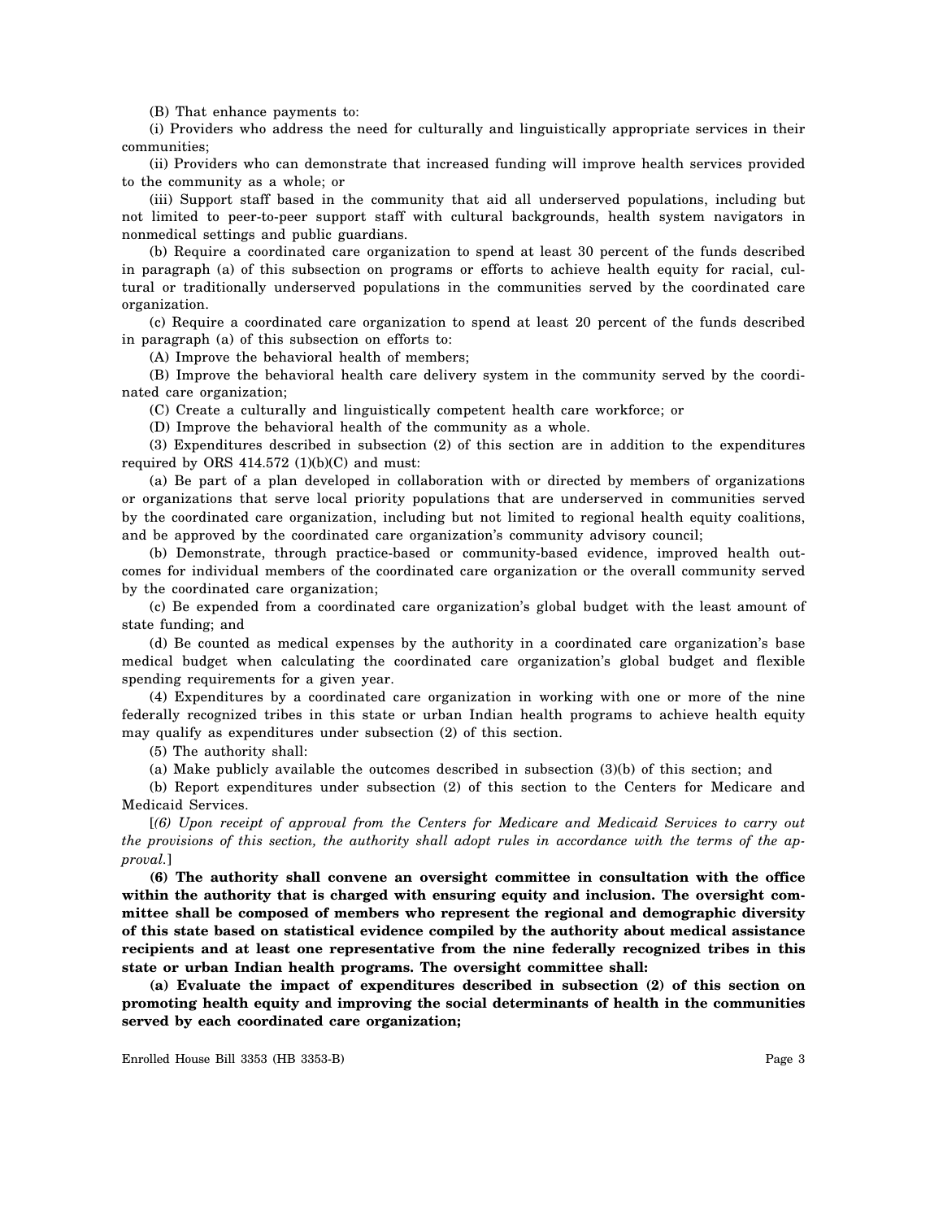(B) That enhance payments to:

(i) Providers who address the need for culturally and linguistically appropriate services in their communities;

(ii) Providers who can demonstrate that increased funding will improve health services provided to the community as a whole; or

(iii) Support staff based in the community that aid all underserved populations, including but not limited to peer-to-peer support staff with cultural backgrounds, health system navigators in nonmedical settings and public guardians.

(b) Require a coordinated care organization to spend at least 30 percent of the funds described in paragraph (a) of this subsection on programs or efforts to achieve health equity for racial, cultural or traditionally underserved populations in the communities served by the coordinated care organization.

(c) Require a coordinated care organization to spend at least 20 percent of the funds described in paragraph (a) of this subsection on efforts to:

(A) Improve the behavioral health of members;

(B) Improve the behavioral health care delivery system in the community served by the coordinated care organization;

(C) Create a culturally and linguistically competent health care workforce; or

(D) Improve the behavioral health of the community as a whole.

(3) Expenditures described in subsection (2) of this section are in addition to the expenditures required by ORS 414.572 (1)(b)(C) and must:

(a) Be part of a plan developed in collaboration with or directed by members of organizations or organizations that serve local priority populations that are underserved in communities served by the coordinated care organization, including but not limited to regional health equity coalitions, and be approved by the coordinated care organization's community advisory council;

(b) Demonstrate, through practice-based or community-based evidence, improved health outcomes for individual members of the coordinated care organization or the overall community served by the coordinated care organization;

(c) Be expended from a coordinated care organization's global budget with the least amount of state funding; and

(d) Be counted as medical expenses by the authority in a coordinated care organization's base medical budget when calculating the coordinated care organization's global budget and flexible spending requirements for a given year.

(4) Expenditures by a coordinated care organization in working with one or more of the nine federally recognized tribes in this state or urban Indian health programs to achieve health equity may qualify as expenditures under subsection (2) of this section.

(5) The authority shall:

(a) Make publicly available the outcomes described in subsection (3)(b) of this section; and

(b) Report expenditures under subsection (2) of this section to the Centers for Medicare and Medicaid Services.

[*(6) Upon receipt of approval from the Centers for Medicare and Medicaid Services to carry out the provisions of this section, the authority shall adopt rules in accordance with the terms of the approval.*]

**(6) The authority shall convene an oversight committee in consultation with the office within the authority that is charged with ensuring equity and inclusion. The oversight committee shall be composed of members who represent the regional and demographic diversity of this state based on statistical evidence compiled by the authority about medical assistance recipients and at least one representative from the nine federally recognized tribes in this state or urban Indian health programs. The oversight committee shall:**

**(a) Evaluate the impact of expenditures described in subsection (2) of this section on promoting health equity and improving the social determinants of health in the communities served by each coordinated care organization;**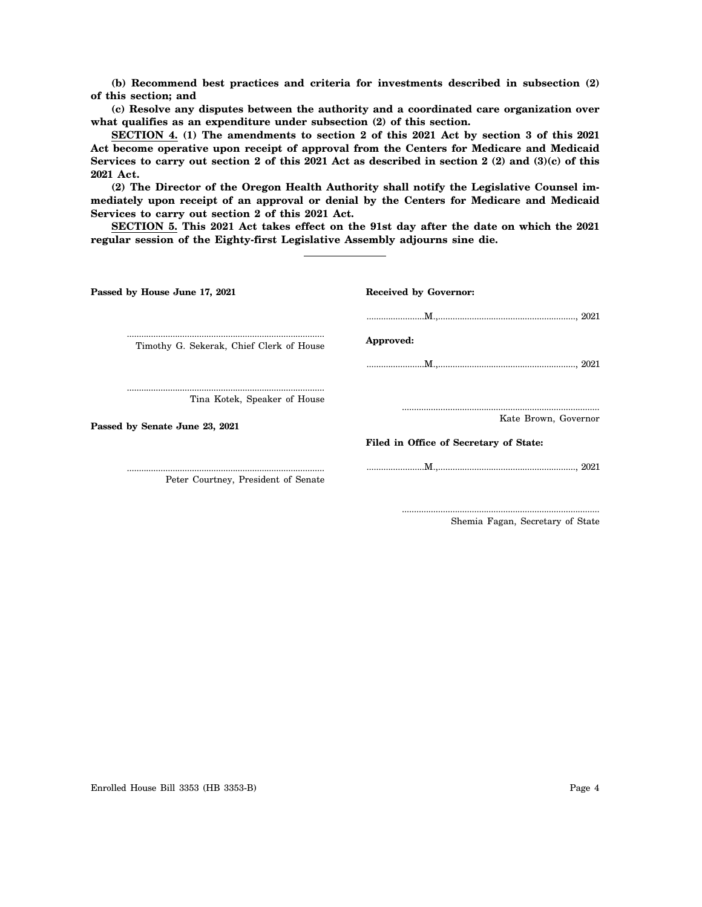**(b) Recommend best practices and criteria for investments described in subsection (2) of this section; and**

**(c) Resolve any disputes between the authority and a coordinated care organization over what qualifies as an expenditure under subsection (2) of this section.**

**SECTION 4. (1) The amendments to section 2 of this 2021 Act by section 3 of this 2021 Act become operative upon receipt of approval from the Centers for Medicare and Medicaid Services to carry out section 2 of this 2021 Act as described in section 2 (2) and (3)(c) of this 2021 Act.**

**(2) The Director of the Oregon Health Authority shall notify the Legislative Counsel immediately upon receipt of an approval or denial by the Centers for Medicare and Medicaid Services to carry out section 2 of this 2021 Act.**

**SECTION 5. This 2021 Act takes effect on the 91st day after the date on which the 2021 regular session of the Eighty-first Legislative Assembly adjourns sine die.**

---

**Passed by House June 17, 2021**

..................................................................................
Timothy G. Sekerak, Chief Clerk of House

..................................................................................
Tina Kotek, Speaker of House

**Passed by Senate June 23, 2021**

..................................................................................
Peter Courtney, President of Senate

**Received by Governor:**

........................M.,.........................................................., 2021

**Approved:**

........................M.,.........................................................., 2021

..................................................................................
Kate Brown, Governor

**Filed in Office of Secretary of State:**

........................M.,.........................................................., 2021

..................................................................................
Shemia Fagan, Secretary of State

Enrolled House Bill 3353 (HB 3353-B)